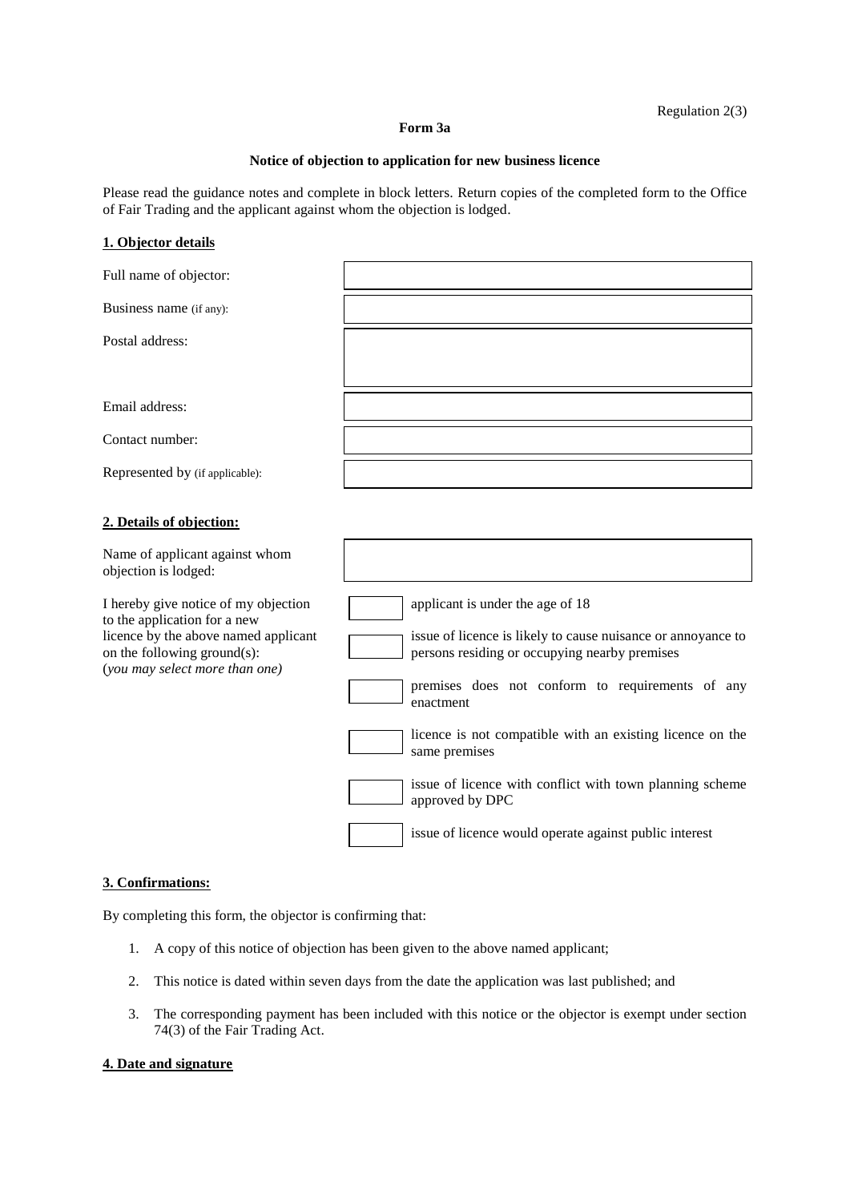Regulation 2(3)

**Form 3a**

**Notice of objection to application for new business licence**

Please read the guidance notes and complete in block letters. Return copies of the completed form to the Office of Fair Trading and the applicant against whom the objection is lodged.

## 1. Objector details

| | |
|---|---|
| Full name of objector: | |
| Business name (if any): | |
| Postal address: | |
| Email address: | |
| Contact number: | |
| Represented by (if applicable): | |

## 2. Details of objection:

| | |
|---|---|
| Name of applicant against whom objection is lodged: | |

I hereby give notice of my objection to the application for a new licence by the above named applicant on the following ground(s):
(*you may select more than one)*

- [ ] applicant is under the age of 18
- [ ] issue of licence is likely to cause nuisance or annoyance to persons residing or occupying nearby premises
- [ ] premises does not conform to requirements of any enactment
- [ ] licence is not compatible with an existing licence on the same premises
- [ ] issue of licence with conflict with town planning scheme approved by DPC
- [ ] issue of licence would operate against public interest

## 3. Confirmations:

By completing this form, the objector is confirming that:

1. A copy of this notice of objection has been given to the above named applicant;
2. This notice is dated within seven days from the date the application was last published; and
3. The corresponding payment has been included with this notice or the objector is exempt under section 74(3) of the Fair Trading Act.

## 4. Date and signature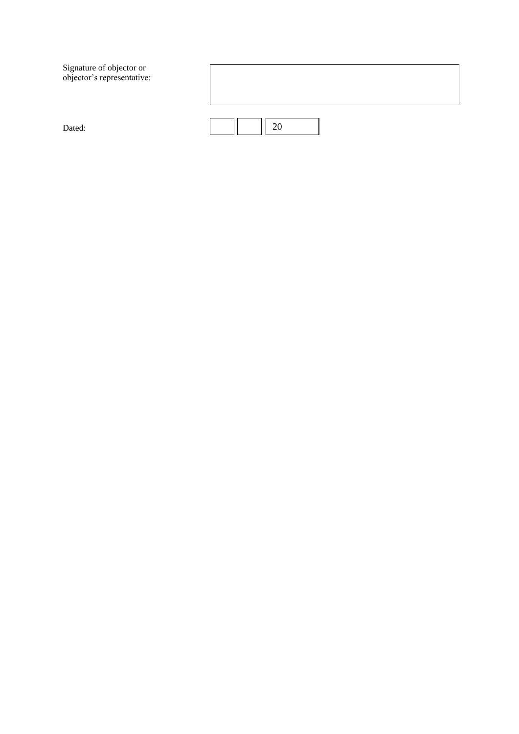| | |
|---|---|
| Signature of objector or objector's representative: | |
| Dated: | &nbsp; / &nbsp; / 20 |